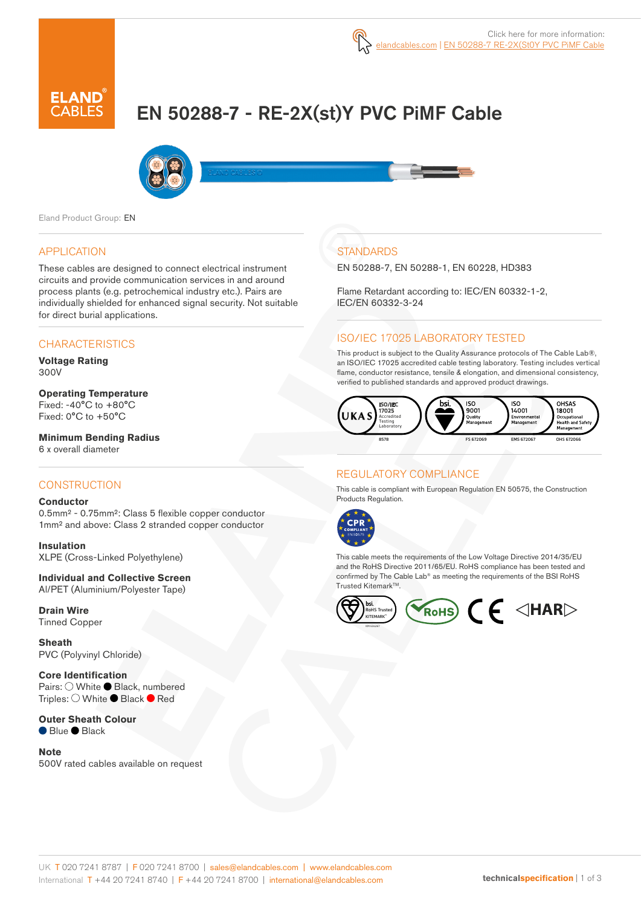Click here for more information: elandcables.com | EN 50288-7 RE-2X(St0Y PVC PiMF Cable

# EN 50288-7 - RE-2X(st)Y PVC PiMF Cable

Eland Product Group: EN

## APPLICATION

These cables are designed to connect electrical instrument circuits and provide communication services in and around process plants (e.g. petrochemical industry etc.). Pairs are individually shielded for enhanced signal security. Not suitable for direct burial applications.

## CHARACTERISTICS

**Voltage Rating**
300V

**Operating Temperature**
Fixed: -40°C to +80°C
Fixed: 0°C to +50°C

**Minimum Bending Radius**
6 x overall diameter

## CONSTRUCTION

**Conductor**
0.5mm² - 0.75mm²: Class 5 flexible copper conductor
1mm² and above: Class 2 stranded copper conductor

**Insulation**
XLPE (Cross-Linked Polyethylene)

**Individual and Collective Screen**
Al/PET (Aluminium/Polyester Tape)

**Drain Wire**
Tinned Copper

**Sheath**
PVC (Polyvinyl Chloride)

**Core Identification**
Pairs: ○ White ● Black, numbered
Triples: ○ White ● Black ● Red

**Outer Sheath Colour**
● Blue ● Black

**Note**
500V rated cables available on request

## STANDARDS

EN 50288-7, EN 50288-1, EN 60228, HD383

Flame Retardant according to: IEC/EN 60332-1-2, IEC/EN 60332-3-24

## ISO/IEC 17025 LABORATORY TESTED

This product is subject to the Quality Assurance protocols of The Cable Lab®, an ISO/IEC 17025 accredited cable testing laboratory. Testing includes vertical flame, conductor resistance, tensile & elongation, and dimensional consistency, verified to published standards and approved product drawings.

UKAS ISO/IEC 17025 Accredited Testing Laboratory 8578 | bsi. ISO 9001 Quality Management FS 672069 | ISO 14001 Environmental Management EMS 672067 | OHSAS 18001 Occupational Health and Safety Management OHS 672066

## REGULATORY COMPLIANCE

This cable is compliant with European Regulation EN 50575, the Construction Products Regulation.

CPR COMPLIANT EN 50575

This cable meets the requirements of the Low Voltage Directive 2014/35/EU and the RoHS Directive 2011/65/EU. RoHS compliance has been tested and confirmed by The Cable Lab® as meeting the requirements of the BSI RoHS Trusted Kitemark™.

bsi. RoHS Trusted KITEMARK™ | RoHS | CE | ◁HAR▷

UK T 020 7241 8787 | F 020 7241 8700 | sales@elandcables.com | www.elandcables.com
International T +44 20 7241 8740 | F +44 20 7241 8700 | international@elandcables.com

technicalspecification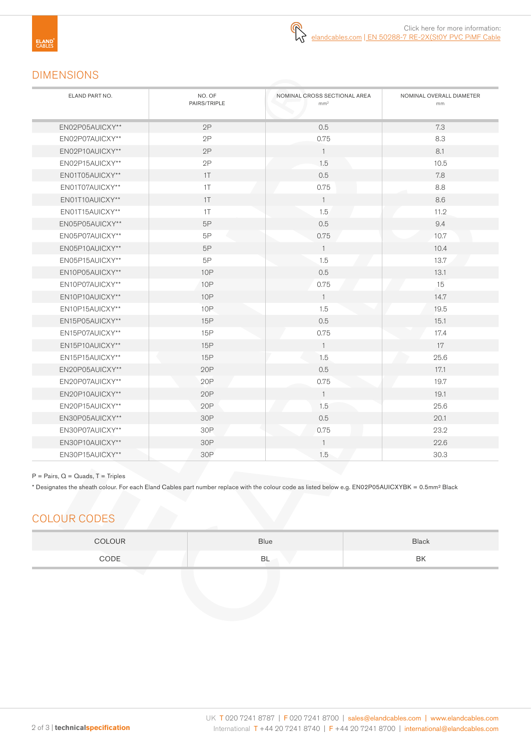Click here for more information:
elandcables.com | EN 50288-7 RE-2X(St)Y PVC PiMF Cable

## DIMENSIONS

| ELAND PART NO. | NO. OF PAIRS/TRIPLE | NOMINAL CROSS SECTIONAL AREA $mm^2$ | NOMINAL OVERALL DIAMETER mm |
|---|---|---|---|
| EN02P05AUICXY** | 2P | 0.5 | 7.3 |
| EN02P07AUICXY** | 2P | 0.75 | 8.3 |
| EN02P10AUICXY** | 2P | 1 | 8.1 |
| EN02P15AUICXY** | 2P | 1.5 | 10.5 |
| EN01T05AUICXY** | 1T | 0.5 | 7.8 |
| EN01T07AUICXY** | 1T | 0.75 | 8.8 |
| EN01T10AUICXY** | 1T | 1 | 8.6 |
| EN01T15AUICXY** | 1T | 1.5 | 11.2 |
| EN05P05AUICXY** | 5P | 0.5 | 9.4 |
| EN05P07AUICXY** | 5P | 0.75 | 10.7 |
| EN05P10AUICXY** | 5P | 1 | 10.4 |
| EN05P15AUICXY** | 5P | 1.5 | 13.7 |
| EN10P05AUICXY** | 10P | 0.5 | 13.1 |
| EN10P07AUICXY** | 10P | 0.75 | 15 |
| EN10P10AUICXY** | 10P | 1 | 14.7 |
| EN10P15AUICXY** | 10P | 1.5 | 19.5 |
| EN15P05AUICXY** | 15P | 0.5 | 15.1 |
| EN15P07AUICXY** | 15P | 0.75 | 17.4 |
| EN15P10AUICXY** | 15P | 1 | 17 |
| EN15P15AUICXY** | 15P | 1.5 | 25.6 |
| EN20P05AUICXY** | 20P | 0.5 | 17.1 |
| EN20P07AUICXY** | 20P | 0.75 | 19.7 |
| EN20P10AUICXY** | 20P | 1 | 19.1 |
| EN20P15AUICXY** | 20P | 1.5 | 25.6 |
| EN30P05AUICXY** | 30P | 0.5 | 20.1 |
| EN30P07AUICXY** | 30P | 0.75 | 23.2 |
| EN30P10AUICXY** | 30P | 1 | 22.6 |
| EN30P15AUICXY** | 30P | 1.5 | 30.3 |

P = Pairs, Q = Quads, T = Triples

* Designates the sheath colour. For each Eland Cables part number replace with the colour code as listed below e.g. EN02P05AUICXYBK = 0.5mm² Black

## COLOUR CODES

| COLOUR | Blue | Black |
|---|---|---|
| CODE | BL | BK |

UK T 020 7241 8787 | F 020 7241 8700 | sales@elandcables.com | www.elandcables.com
International T +44 20 7241 8740 | F +44 20 7241 8700 | international@elandcables.com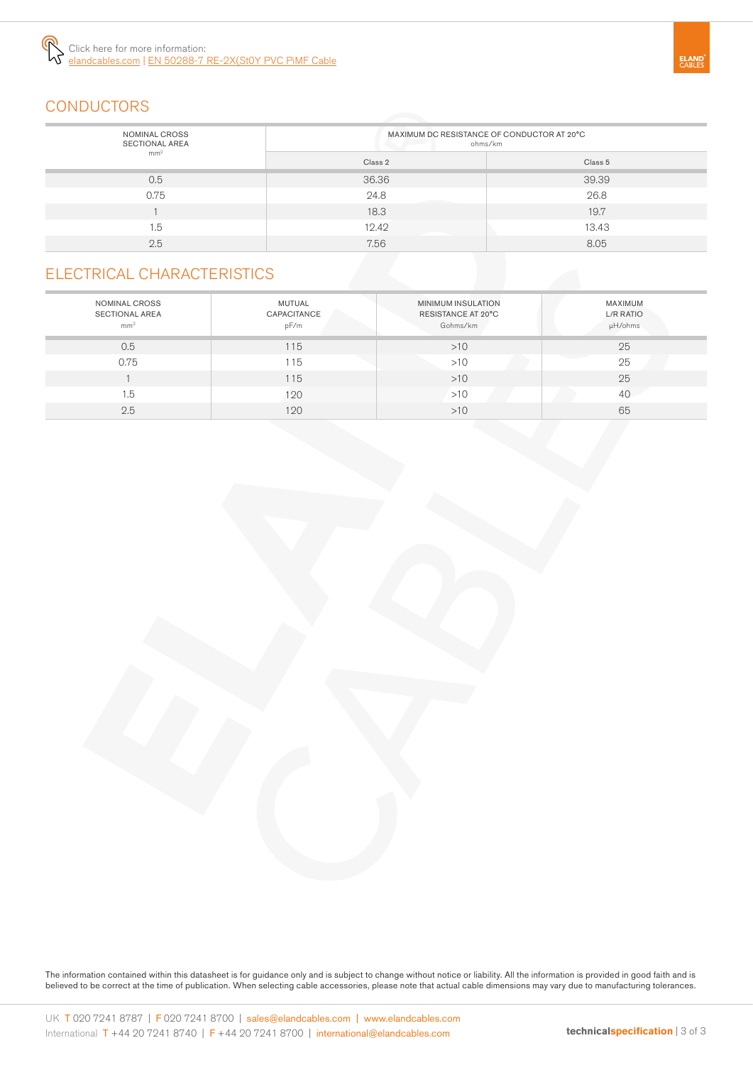Click here for more information:
elandcables.com | EN 50288-7 RE-2X(St0Y PVC PiMF Cable

## CONDUCTORS

| NOMINAL CROSS SECTIONAL AREA mm$^2$ | MAXIMUM DC RESISTANCE OF CONDUCTOR AT 20°C ohms/km | |
|---|---|---|
| | Class 2 | Class 5 |
| 0.5 | 36.36 | 39.39 |
| 0.75 | 24.8 | 26.8 |
| 1 | 18.3 | 19.7 |
| 1.5 | 12.42 | 13.43 |
| 2.5 | 7.56 | 8.05 |

## ELECTRICAL CHARACTERISTICS

| NOMINAL CROSS SECTIONAL AREA mm$^2$ | MUTUAL CAPACITANCE pF/m | MINIMUM INSULATION RESISTANCE AT 20°C Gohms/km | MAXIMUM L/R RATIO µH/ohms |
|---|---|---|---|
| 0.5 | 115 | >10 | 25 |
| 0.75 | 115 | >10 | 25 |
| 1 | 115 | >10 | 25 |
| 1.5 | 120 | >10 | 40 |
| 2.5 | 120 | >10 | 65 |

The information contained within this datasheet is for guidance only and is subject to change without notice or liability. All the information is provided in good faith and is believed to be correct at the time of publication. When selecting cable accessories, please note that actual cable dimensions may vary due to manufacturing tolerances.

UK T 020 7241 8787 | F 020 7241 8700 | sales@elandcables.com | www.elandcables.com
International T +44 20 7241 8740 | F +44 20 7241 8700 | international@elandcables.com

**technicalspecification**